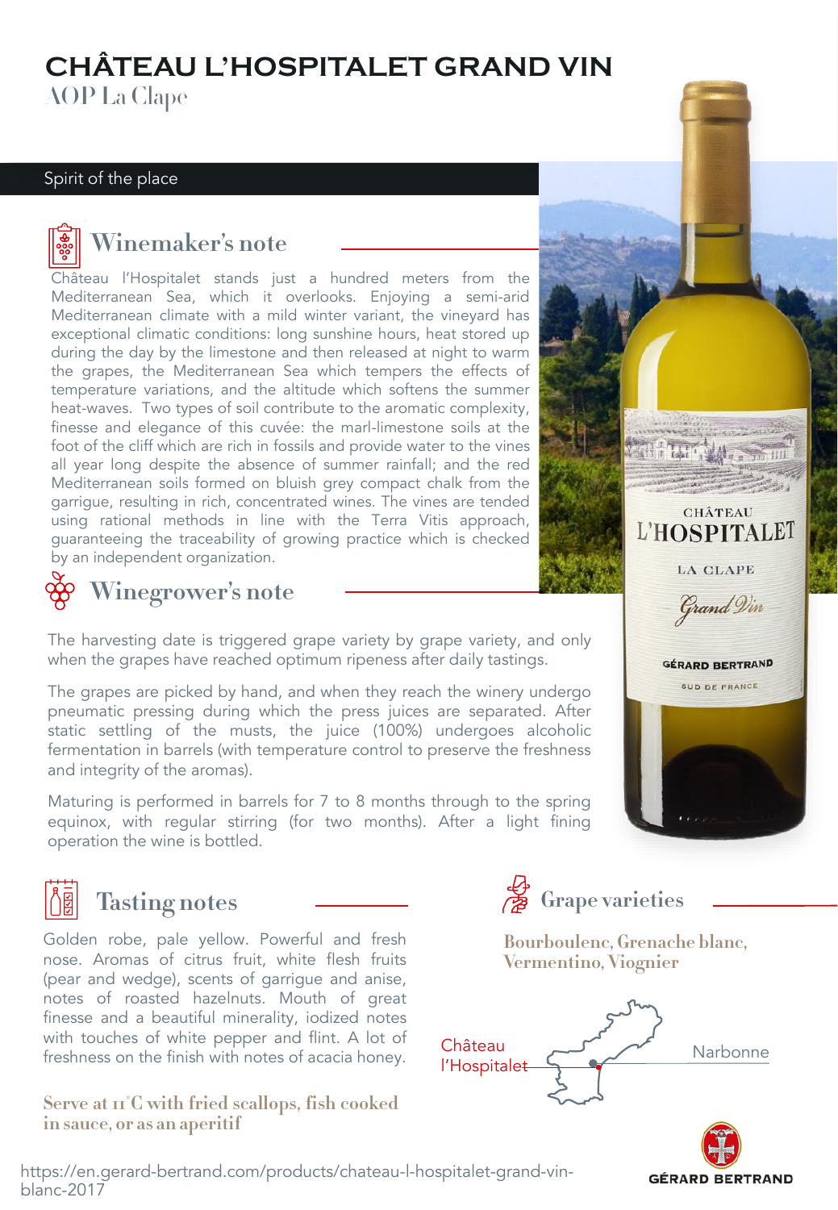# CHÂTEAU L'HOSPITALET GRAND VIN

AOP La Clape

Spirit of the place

## Winemaker's note

Château l'Hospitalet stands just a hundred meters from the Mediterranean Sea, which it overlooks. Enjoying a semi-arid Mediterranean climate with a mild winter variant, the vineyard has exceptional climatic conditions: long sunshine hours, heat stored up during the day by the limestone and then released at night to warm the grapes, the Mediterranean Sea which tempers the effects of temperature variations, and the altitude which softens the summer heat-waves. Two types of soil contribute to the aromatic complexity, finesse and elegance of this cuvée: the marl-limestone soils at the foot of the cliff which are rich in fossils and provide water to the vines all year long despite the absence of summer rainfall; and the red Mediterranean soils formed on bluish grey compact chalk from the garrigue, resulting in rich, concentrated wines. The vines are tended using rational methods in line with the Terra Vitis approach, guaranteeing the traceability of growing practice which is checked by an independent organization.

## Winegrower's note

The harvesting date is triggered grape variety by grape variety, and only when the grapes have reached optimum ripeness after daily tastings.

The grapes are picked by hand, and when they reach the winery undergo pneumatic pressing during which the press juices are separated. After static settling of the musts, the juice (100%) undergoes alcoholic fermentation in barrels (with temperature control to preserve the freshness and integrity of the aromas).

Maturing is performed in barrels for 7 to 8 months through to the spring equinox, with regular stirring (for two months). After a light fining operation the wine is bottled.

## Tasting notes

Golden robe, pale yellow. Powerful and fresh nose. Aromas of citrus fruit, white flesh fruits (pear and wedge), scents of garrigue and anise, notes of roasted hazelnuts. Mouth of great finesse and a beautiful minerality, iodized notes with touches of white pepper and flint. A lot of freshness on the finish with notes of acacia honey.

**Serve at 11°C with fried scallops, fish cooked in sauce, or as an aperitif**

## Grape varieties

**Bourboulenc, Grenache blanc, Vermentino, Viognier**

Château l'Hospitalet

Narbonne

GÉRARD BERTRAND

https://en.gerard-bertrand.com/products/chateau-l-hospitalet-grand-vin-blanc-2017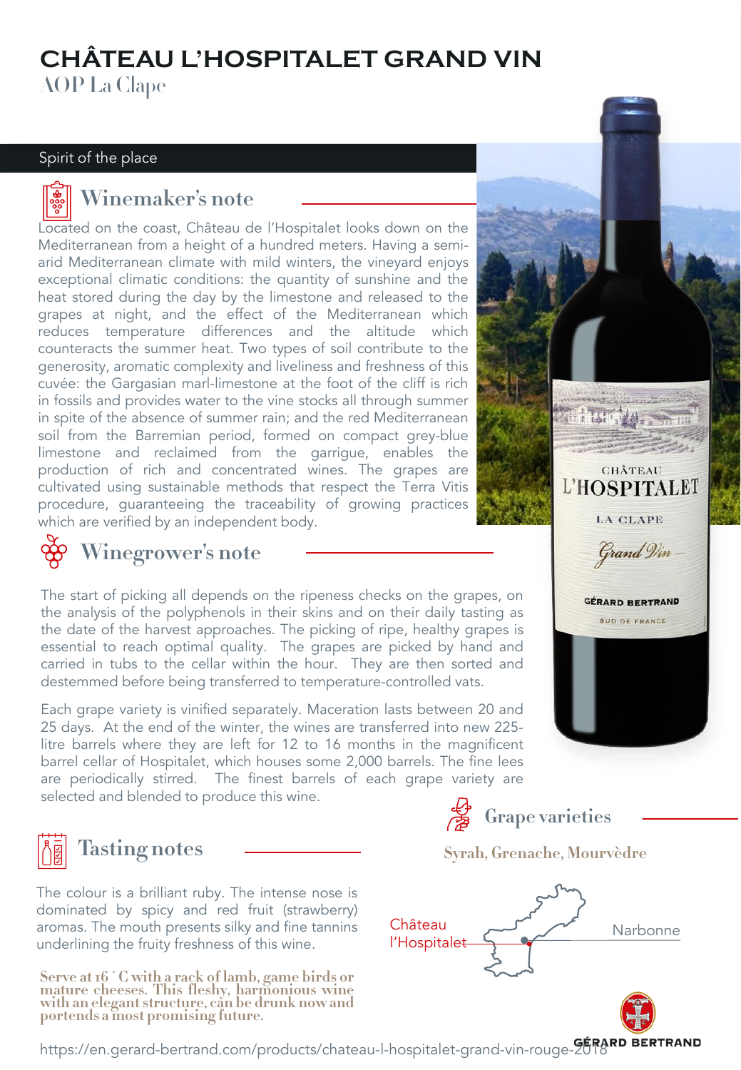# CHÂTEAU L'HOSPITALET GRAND VIN

AOP La Clape

Spirit of the place

## Winemaker's note

Located on the coast, Château de l'Hospitalet looks down on the Mediterranean from a height of a hundred meters. Having a semi-arid Mediterranean climate with mild winters, the vineyard enjoys exceptional climatic conditions: the quantity of sunshine and the heat stored during the day by the limestone and released to the grapes at night, and the effect of the Mediterranean which reduces temperature differences and the altitude which counteracts the summer heat. Two types of soil contribute to the generosity, aromatic complexity and liveliness and freshness of this cuvée: the Gargasian marl-limestone at the foot of the cliff is rich in fossils and provides water to the vine stocks all through summer in spite of the absence of summer rain; and the red Mediterranean soil from the Barremian period, formed on compact grey-blue limestone and reclaimed from the garrigue, enables the production of rich and concentrated wines. The grapes are cultivated using sustainable methods that respect the Terra Vitis procedure, guaranteeing the traceability of growing practices which are verified by an independent body.

## Winegrower's note

The start of picking all depends on the ripeness checks on the grapes, on the analysis of the polyphenols in their skins and on their daily tasting as the date of the harvest approaches. The picking of ripe, healthy grapes is essential to reach optimal quality. The grapes are picked by hand and carried in tubs to the cellar within the hour. They are then sorted and destemmed before being transferred to temperature-controlled vats.

Each grape variety is vinified separately. Maceration lasts between 20 and 25 days. At the end of the winter, the wines are transferred into new 225-litre barrels where they are left for 12 to 16 months in the magnificent barrel cellar of Hospitalet, which houses some 2,000 barrels. The fine lees are periodically stirred. The finest barrels of each grape variety are selected and blended to produce this wine.

## Tasting notes

The colour is a brilliant ruby. The intense nose is dominated by spicy and red fruit (strawberry) aromas. The mouth presents silky and fine tannins underlining the fruity freshness of this wine.

**Serve at 16 ° C with a rack of lamb, game birds or mature cheeses. This fleshy, harmonious wine with an elegant structure, can be drunk now and portends a most promising future.**

## Grape varieties

**Syrah, Grenache, Mourvèdre**

Château l'Hospitalet

Narbonne

GÉRARD BERTRAND

https://en.gerard-bertrand.com/products/chateau-l-hospitalet-grand-vin-rouge-2018